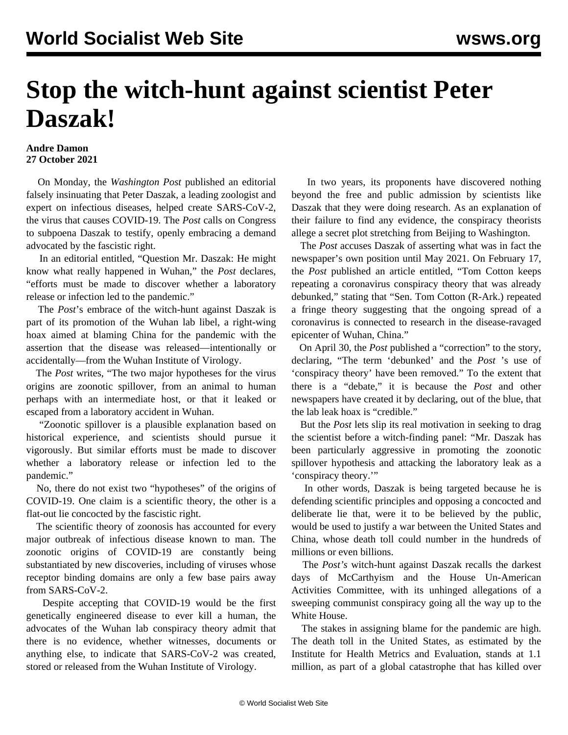# Stop the witch-hunt against scientist Peter Daszak!

**Andre Damon**
**27 October 2021**

On Monday, the *Washington Post* published an editorial falsely insinuating that Peter Daszak, a leading zoologist and expert on infectious diseases, helped create SARS-CoV-2, the virus that causes COVID-19. The *Post* calls on Congress to subpoena Daszak to testify, openly embracing a demand advocated by the fascistic right.

In an editorial entitled, "Question Mr. Daszak: He might know what really happened in Wuhan," the *Post* declares, "efforts must be made to discover whether a laboratory release or infection led to the pandemic."

The *Post*'s embrace of the witch-hunt against Daszak is part of its promotion of the Wuhan lab libel, a right-wing hoax aimed at blaming China for the pandemic with the assertion that the disease was released—intentionally or accidentally—from the Wuhan Institute of Virology.

The *Post* writes, "The two major hypotheses for the virus origins are zoonotic spillover, from an animal to human perhaps with an intermediate host, or that it leaked or escaped from a laboratory accident in Wuhan.

"Zoonotic spillover is a plausible explanation based on historical experience, and scientists should pursue it vigorously. But similar efforts must be made to discover whether a laboratory release or infection led to the pandemic."

No, there do not exist two "hypotheses" of the origins of COVID-19. One claim is a scientific theory, the other is a flat-out lie concocted by the fascistic right.

The scientific theory of zoonosis has accounted for every major outbreak of infectious disease known to man. The zoonotic origins of COVID-19 are constantly being substantiated by new discoveries, including of viruses whose receptor binding domains are only a few base pairs away from SARS-CoV-2.

Despite accepting that COVID-19 would be the first genetically engineered disease to ever kill a human, the advocates of the Wuhan lab conspiracy theory admit that there is no evidence, whether witnesses, documents or anything else, to indicate that SARS-CoV-2 was created, stored or released from the Wuhan Institute of Virology.

In two years, its proponents have discovered nothing beyond the free and public admission by scientists like Daszak that they were doing research. As an explanation of their failure to find any evidence, the conspiracy theorists allege a secret plot stretching from Beijing to Washington.

The *Post* accuses Daszak of asserting what was in fact the newspaper's own position until May 2021. On February 17, the *Post* published an article entitled, "Tom Cotton keeps repeating a coronavirus conspiracy theory that was already debunked," stating that "Sen. Tom Cotton (R-Ark.) repeated a fringe theory suggesting that the ongoing spread of a coronavirus is connected to research in the disease-ravaged epicenter of Wuhan, China."

On April 30, the *Post* published a "correction" to the story, declaring, "The term 'debunked' and the *Post* 's use of 'conspiracy theory' have been removed." To the extent that there is a "debate," it is because the *Post* and other newspapers have created it by declaring, out of the blue, that the lab leak hoax is "credible."

But the *Post* lets slip its real motivation in seeking to drag the scientist before a witch-finding panel: "Mr. Daszak has been particularly aggressive in promoting the zoonotic spillover hypothesis and attacking the laboratory leak as a 'conspiracy theory.'"

In other words, Daszak is being targeted because he is defending scientific principles and opposing a concocted and deliberate lie that, were it to be believed by the public, would be used to justify a war between the United States and China, whose death toll could number in the hundreds of millions or even billions.

The *Post's* witch-hunt against Daszak recalls the darkest days of McCarthyism and the House Un-American Activities Committee, with its unhinged allegations of a sweeping communist conspiracy going all the way up to the White House.

The stakes in assigning blame for the pandemic are high. The death toll in the United States, as estimated by the Institute for Health Metrics and Evaluation, stands at 1.1 million, as part of a global catastrophe that has killed over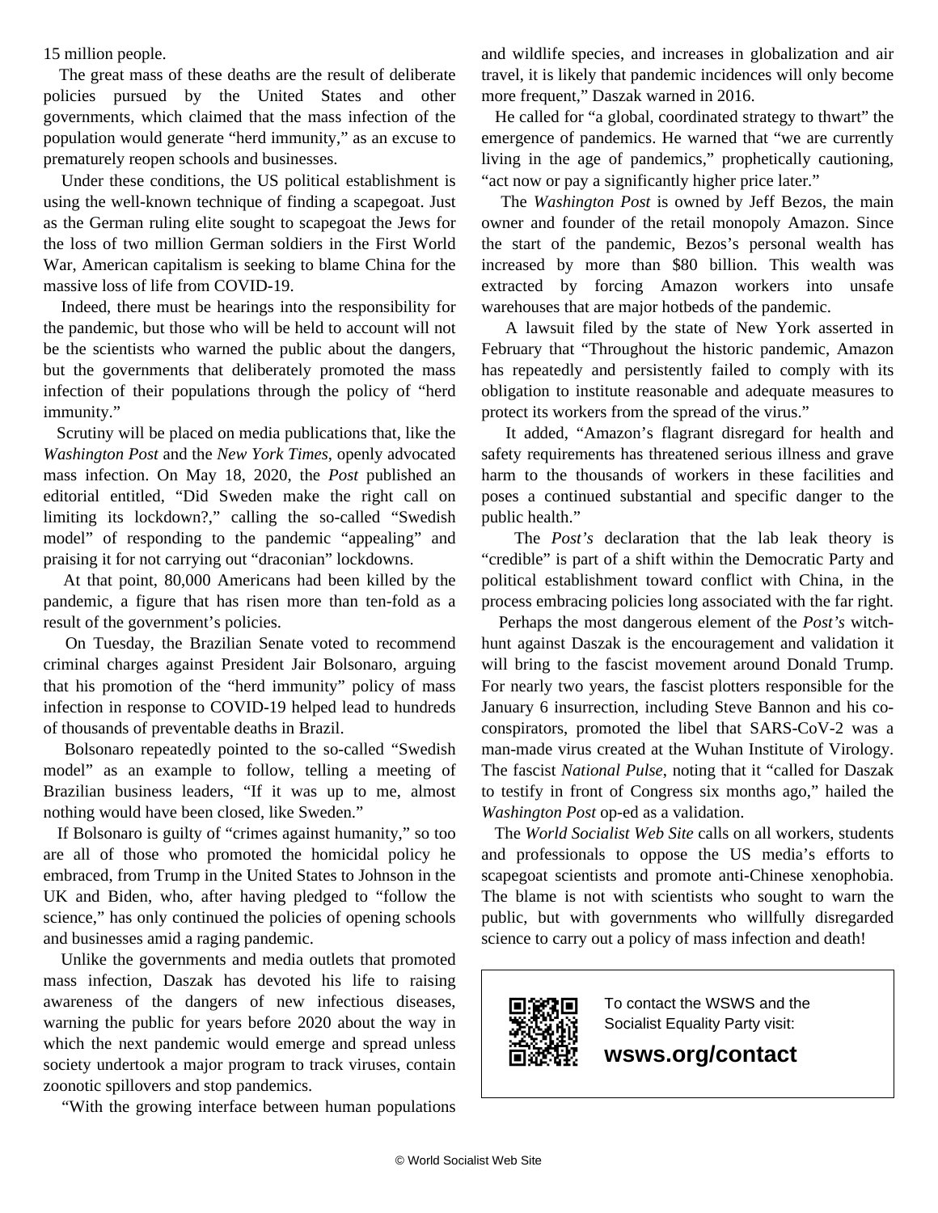15 million people.

The great mass of these deaths are the result of deliberate policies pursued by the United States and other governments, which claimed that the mass infection of the population would generate “herd immunity,” as an excuse to prematurely reopen schools and businesses.

Under these conditions, the US political establishment is using the well-known technique of finding a scapegoat. Just as the German ruling elite sought to scapegoat the Jews for the loss of two million German soldiers in the First World War, American capitalism is seeking to blame China for the massive loss of life from COVID-19.

Indeed, there must be hearings into the responsibility for the pandemic, but those who will be held to account will not be the scientists who warned the public about the dangers, but the governments that deliberately promoted the mass infection of their populations through the policy of “herd immunity.”

Scrutiny will be placed on media publications that, like the *Washington Post* and the *New York Times,* openly advocated mass infection. On May 18, 2020, the *Post* published an editorial entitled, “Did Sweden make the right call on limiting its lockdown?,” calling the so-called “Swedish model” of responding to the pandemic “appealing” and praising it for not carrying out “draconian” lockdowns.

At that point, 80,000 Americans had been killed by the pandemic, a figure that has risen more than ten-fold as a result of the government’s policies.

On Tuesday, the Brazilian Senate voted to recommend criminal charges against President Jair Bolsonaro, arguing that his promotion of the “herd immunity” policy of mass infection in response to COVID-19 helped lead to hundreds of thousands of preventable deaths in Brazil.

Bolsonaro repeatedly pointed to the so-called “Swedish model” as an example to follow, telling a meeting of Brazilian business leaders, “If it was up to me, almost nothing would have been closed, like Sweden.”

If Bolsonaro is guilty of “crimes against humanity,” so too are all of those who promoted the homicidal policy he embraced, from Trump in the United States to Johnson in the UK and Biden, who, after having pledged to “follow the science,” has only continued the policies of opening schools and businesses amid a raging pandemic.

Unlike the governments and media outlets that promoted mass infection, Daszak has devoted his life to raising awareness of the dangers of new infectious diseases, warning the public for years before 2020 about the way in which the next pandemic would emerge and spread unless society undertook a major program to track viruses, contain zoonotic spillovers and stop pandemics.

“With the growing interface between human populations and wildlife species, and increases in globalization and air travel, it is likely that pandemic incidences will only become more frequent,” Daszak warned in 2016.

He called for “a global, coordinated strategy to thwart” the emergence of pandemics. He warned that “we are currently living in the age of pandemics,” prophetically cautioning, “act now or pay a significantly higher price later.”

The *Washington Post* is owned by Jeff Bezos, the main owner and founder of the retail monopoly Amazon. Since the start of the pandemic, Bezos’s personal wealth has increased by more than $80 billion. This wealth was extracted by forcing Amazon workers into unsafe warehouses that are major hotbeds of the pandemic.

A lawsuit filed by the state of New York asserted in February that “Throughout the historic pandemic, Amazon has repeatedly and persistently failed to comply with its obligation to institute reasonable and adequate measures to protect its workers from the spread of the virus.”

It added, “Amazon’s flagrant disregard for health and safety requirements has threatened serious illness and grave harm to the thousands of workers in these facilities and poses a continued substantial and specific danger to the public health.”

The *Post’s* declaration that the lab leak theory is “credible” is part of a shift within the Democratic Party and political establishment toward conflict with China, in the process embracing policies long associated with the far right.

Perhaps the most dangerous element of the *Post’s* witch-hunt against Daszak is the encouragement and validation it will bring to the fascist movement around Donald Trump. For nearly two years, the fascist plotters responsible for the January 6 insurrection, including Steve Bannon and his co-conspirators, promoted the libel that SARS-CoV-2 was a man-made virus created at the Wuhan Institute of Virology. The fascist *National Pulse*, noting that it “called for Daszak to testify in front of Congress six months ago,” hailed the *Washington Post* op-ed as a validation.

The *World Socialist Web Site* calls on all workers, students and professionals to oppose the US media’s efforts to scapegoat scientists and promote anti-Chinese xenophobia. The blame is not with scientists who sought to warn the public, but with governments who willfully disregarded science to carry out a policy of mass infection and death!

To contact the WSWS and the Socialist Equality Party visit:

**wsws.org/contact**